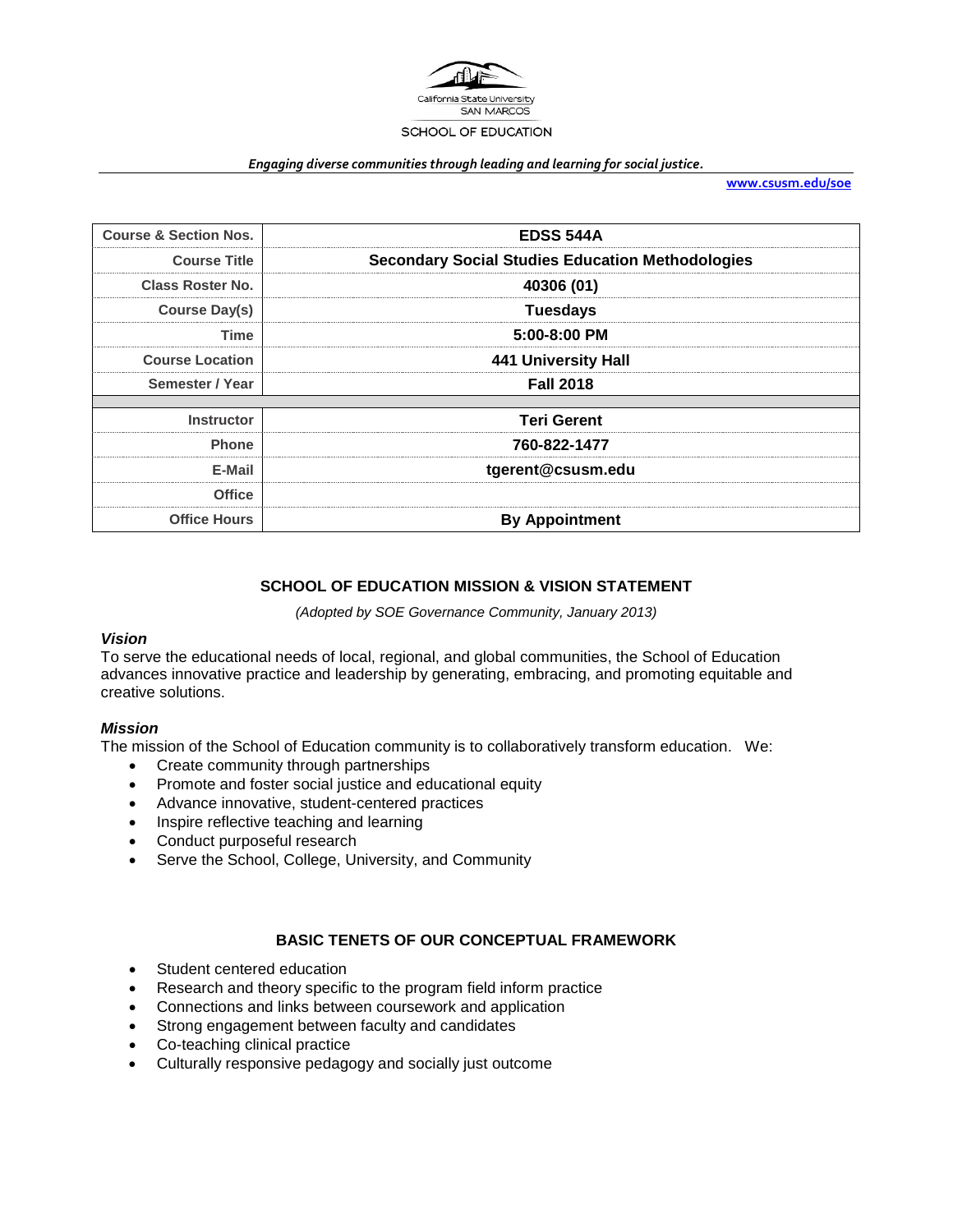California State University
SAN MARCOS
SCHOOL OF EDUCATION

*Engaging diverse communities through leading and learning for social justice.*

**www.csusm.edu/soe**

| Course & Section Nos. | EDSS 544A |
|---|---|
| Course Title | Secondary Social Studies Education Methodologies |
| Class Roster No. | 40306 (01) |
| Course Day(s) | Tuesdays |
| Time | 5:00-8:00 PM |
| Course Location | 441 University Hall |
| Semester / Year | Fall 2018 |
| Instructor | Teri Gerent |
| Phone | 760-822-1477 |
| E-Mail | tgerent@csusm.edu |
| Office | |
| Office Hours | By Appointment |

## SCHOOL OF EDUCATION MISSION & VISION STATEMENT

*(Adopted by SOE Governance Community, January 2013)*

### *Vision*

To serve the educational needs of local, regional, and global communities, the School of Education advances innovative practice and leadership by generating, embracing, and promoting equitable and creative solutions.

### *Mission*

The mission of the School of Education community is to collaboratively transform education. We:

- Create community through partnerships
- Promote and foster social justice and educational equity
- Advance innovative, student-centered practices
- Inspire reflective teaching and learning
- Conduct purposeful research
- Serve the School, College, University, and Community

## BASIC TENETS OF OUR CONCEPTUAL FRAMEWORK

- Student centered education
- Research and theory specific to the program field inform practice
- Connections and links between coursework and application
- Strong engagement between faculty and candidates
- Co-teaching clinical practice
- Culturally responsive pedagogy and socially just outcome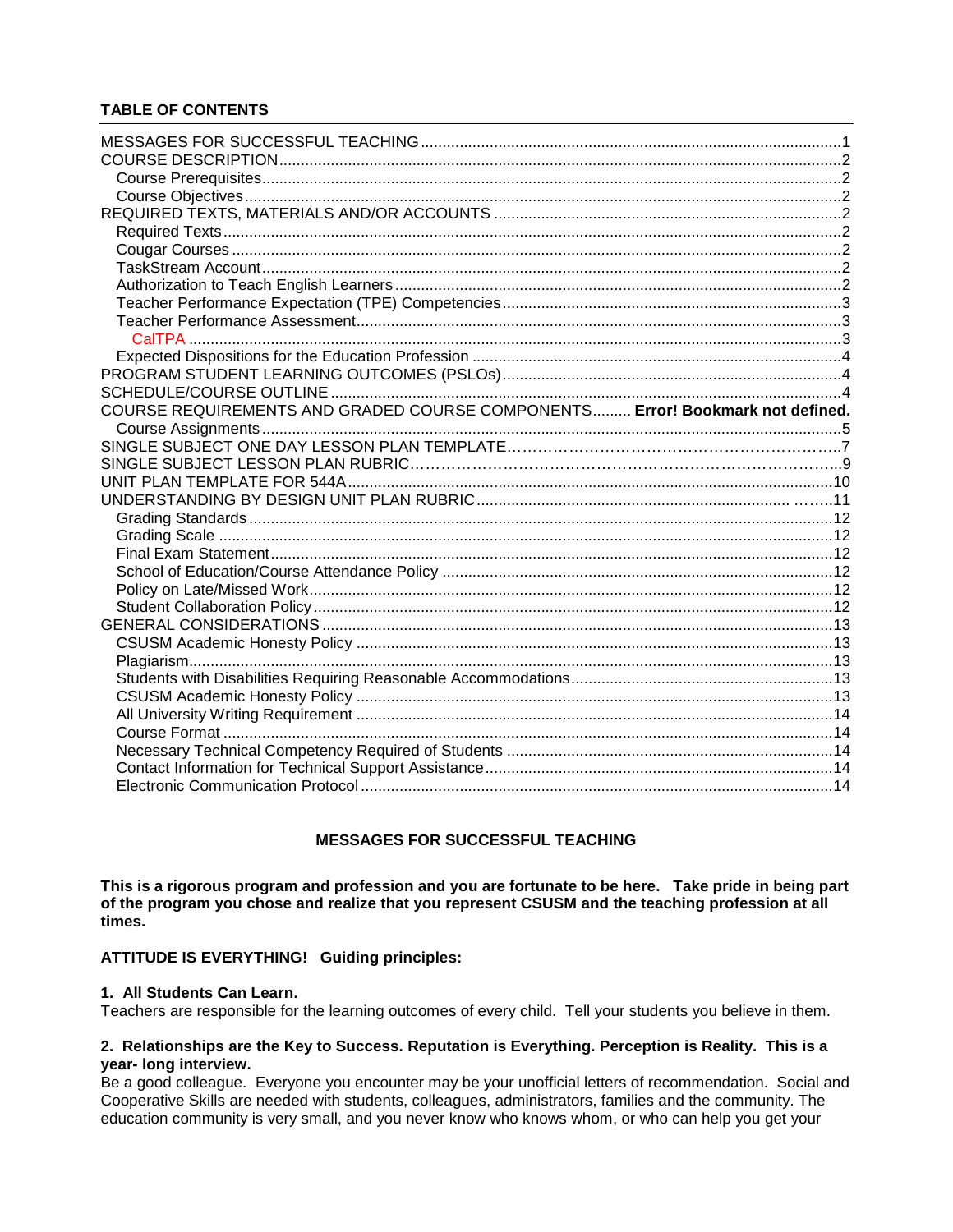**TABLE OF CONTENTS**

MESSAGES FOR SUCCESSFUL TEACHING ... 1
COURSE DESCRIPTION ... 2
- Course Prerequisites ... 2
- Course Objectives ... 2

REQUIRED TEXTS, MATERIALS AND/OR ACCOUNTS ... 2
- Required Texts ... 2
- Cougar Courses ... 2
- TaskStream Account ... 2
- Authorization to Teach English Learners ... 2
- Teacher Performance Expectation (TPE) Competencies ... 3
- Teacher Performance Assessment ... 3
  - CalTPA ... 3
- Expected Dispositions for the Education Profession ... 4

PROGRAM STUDENT LEARNING OUTCOMES (PSLOs) ... 4
SCHEDULE/COURSE OUTLINE ... 4
COURSE REQUIREMENTS AND GRADED COURSE COMPONENTS ... **Error! Bookmark not defined.**
- Course Assignments ... 5

SINGLE SUBJECT ONE DAY LESSON PLAN TEMPLATE ... 7
SINGLE SUBJECT LESSON PLAN RUBRIC ... 9
UNIT PLAN TEMPLATE FOR 544A ... 10
UNDERSTANDING BY DESIGN UNIT PLAN RUBRIC ... 11
- Grading Standards ... 12
- Grading Scale ... 12
- Final Exam Statement ... 12
- School of Education/Course Attendance Policy ... 12
- Policy on Late/Missed Work ... 12
- Student Collaboration Policy ... 12

GENERAL CONSIDERATIONS ... 13
- CSUSM Academic Honesty Policy ... 13
- Plagiarism ... 13
- Students with Disabilities Requiring Reasonable Accommodations ... 13
- CSUSM Academic Honesty Policy ... 13
- All University Writing Requirement ... 14
- Course Format ... 14
- Necessary Technical Competency Required of Students ... 14
- Contact Information for Technical Support Assistance ... 14
- Electronic Communication Protocol ... 14

## MESSAGES FOR SUCCESSFUL TEACHING

**This is a rigorous program and profession and you are fortunate to be here. Take pride in being part of the program you chose and realize that you represent CSUSM and the teaching profession at all times.**

**ATTITUDE IS EVERYTHING! Guiding principles:**

**1. All Students Can Learn.**
Teachers are responsible for the learning outcomes of every child. Tell your students you believe in them.

**2. Relationships are the Key to Success. Reputation is Everything. Perception is Reality. This is a year- long interview.**
Be a good colleague. Everyone you encounter may be your unofficial letters of recommendation. Social and Cooperative Skills are needed with students, colleagues, administrators, families and the community. The education community is very small, and you never know who knows whom, or who can help you get your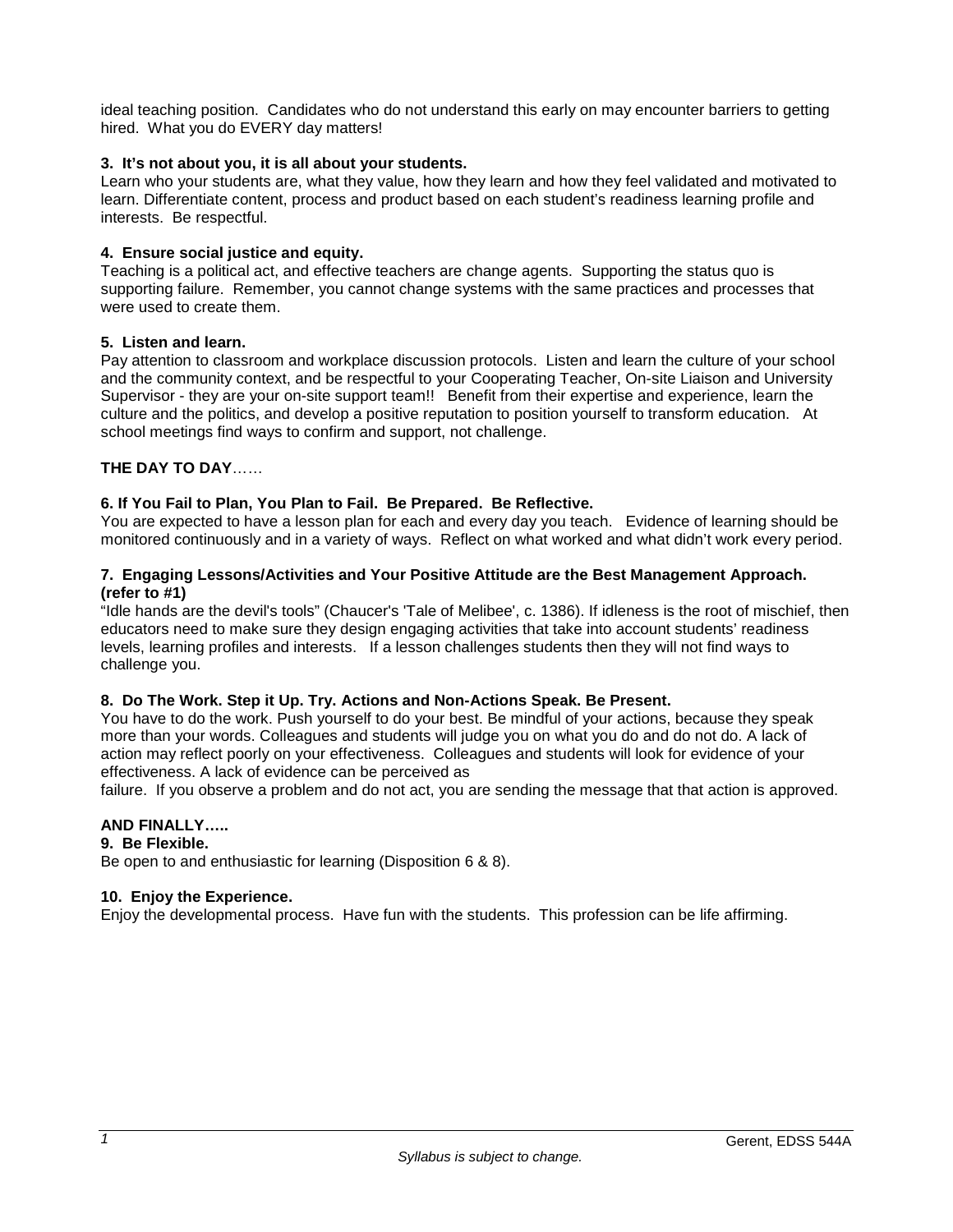ideal teaching position. Candidates who do not understand this early on may encounter barriers to getting hired. What you do EVERY day matters!

**3. It's not about you, it is all about your students.**

Learn who your students are, what they value, how they learn and how they feel validated and motivated to learn. Differentiate content, process and product based on each student's readiness learning profile and interests. Be respectful.

**4. Ensure social justice and equity.**

Teaching is a political act, and effective teachers are change agents. Supporting the status quo is supporting failure. Remember, you cannot change systems with the same practices and processes that were used to create them.

**5. Listen and learn.**

Pay attention to classroom and workplace discussion protocols. Listen and learn the culture of your school and the community context, and be respectful to your Cooperating Teacher, On-site Liaison and University Supervisor - they are your on-site support team!! Benefit from their expertise and experience, learn the culture and the politics, and develop a positive reputation to position yourself to transform education. At school meetings find ways to confirm and support, not challenge.

**THE DAY TO DAY**……

**6. If You Fail to Plan, You Plan to Fail. Be Prepared. Be Reflective.**

You are expected to have a lesson plan for each and every day you teach. Evidence of learning should be monitored continuously and in a variety of ways. Reflect on what worked and what didn't work every period.

**7. Engaging Lessons/Activities and Your Positive Attitude are the Best Management Approach. (refer to #1)**

"Idle hands are the devil's tools" (Chaucer's 'Tale of Melibee', c. 1386). If idleness is the root of mischief, then educators need to make sure they design engaging activities that take into account students' readiness levels, learning profiles and interests. If a lesson challenges students then they will not find ways to challenge you.

**8. Do The Work. Step it Up. Try. Actions and Non-Actions Speak. Be Present.**

You have to do the work. Push yourself to do your best. Be mindful of your actions, because they speak more than your words. Colleagues and students will judge you on what you do and do not do. A lack of action may reflect poorly on your effectiveness. Colleagues and students will look for evidence of your effectiveness. A lack of evidence can be perceived as failure. If you observe a problem and do not act, you are sending the message that that action is approved.

**AND FINALLY…..**

**9. Be Flexible.**

Be open to and enthusiastic for learning (Disposition 6 & 8).

**10. Enjoy the Experience.**

Enjoy the developmental process. Have fun with the students. This profession can be life affirming.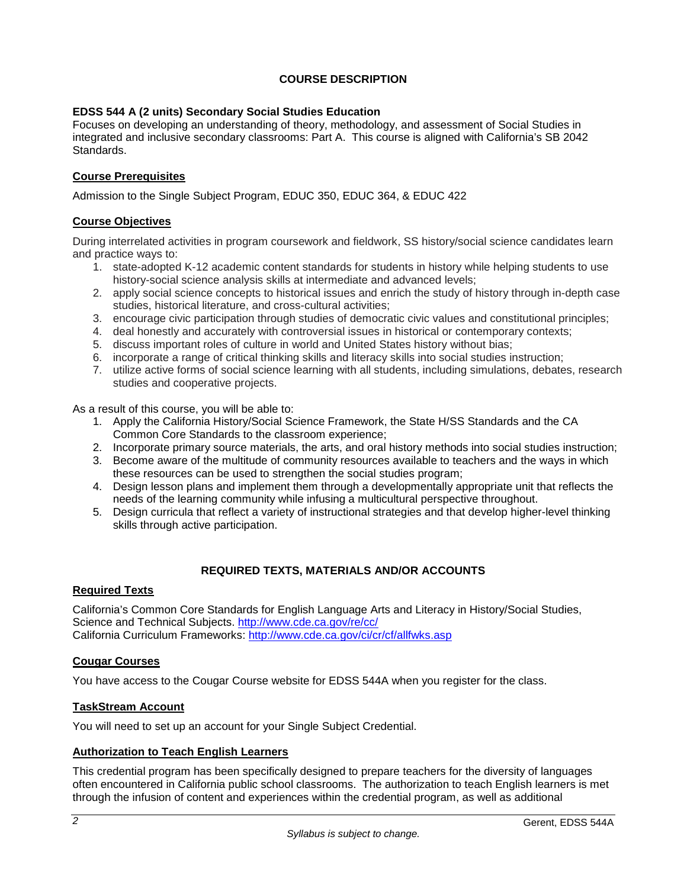## COURSE DESCRIPTION

**EDSS 544 A (2 units) Secondary Social Studies Education**
Focuses on developing an understanding of theory, methodology, and assessment of Social Studies in integrated and inclusive secondary classrooms: Part A. This course is aligned with California's SB 2042 Standards.

### Course Prerequisites

Admission to the Single Subject Program, EDUC 350, EDUC 364, & EDUC 422

### Course Objectives

During interrelated activities in program coursework and fieldwork, SS history/social science candidates learn and practice ways to:

1. state-adopted K-12 academic content standards for students in history while helping students to use history-social science analysis skills at intermediate and advanced levels;
2. apply social science concepts to historical issues and enrich the study of history through in-depth case studies, historical literature, and cross-cultural activities;
3. encourage civic participation through studies of democratic civic values and constitutional principles;
4. deal honestly and accurately with controversial issues in historical or contemporary contexts;
5. discuss important roles of culture in world and United States history without bias;
6. incorporate a range of critical thinking skills and literacy skills into social studies instruction;
7. utilize active forms of social science learning with all students, including simulations, debates, research studies and cooperative projects.

As a result of this course, you will be able to:

1. Apply the California History/Social Science Framework, the State H/SS Standards and the CA Common Core Standards to the classroom experience;
2. Incorporate primary source materials, the arts, and oral history methods into social studies instruction;
3. Become aware of the multitude of community resources available to teachers and the ways in which these resources can be used to strengthen the social studies program;
4. Design lesson plans and implement them through a developmentally appropriate unit that reflects the needs of the learning community while infusing a multicultural perspective throughout.
5. Design curricula that reflect a variety of instructional strategies and that develop higher-level thinking skills through active participation.

## REQUIRED TEXTS, MATERIALS AND/OR ACCOUNTS

### Required Texts

California's Common Core Standards for English Language Arts and Literacy in History/Social Studies, Science and Technical Subjects. http://www.cde.ca.gov/re/cc/
California Curriculum Frameworks: http://www.cde.ca.gov/ci/cr/cf/allfwks.asp

### Cougar Courses

You have access to the Cougar Course website for EDSS 544A when you register for the class.

### TaskStream Account

You will need to set up an account for your Single Subject Credential.

### Authorization to Teach English Learners

This credential program has been specifically designed to prepare teachers for the diversity of languages often encountered in California public school classrooms. The authorization to teach English learners is met through the infusion of content and experiences within the credential program, as well as additional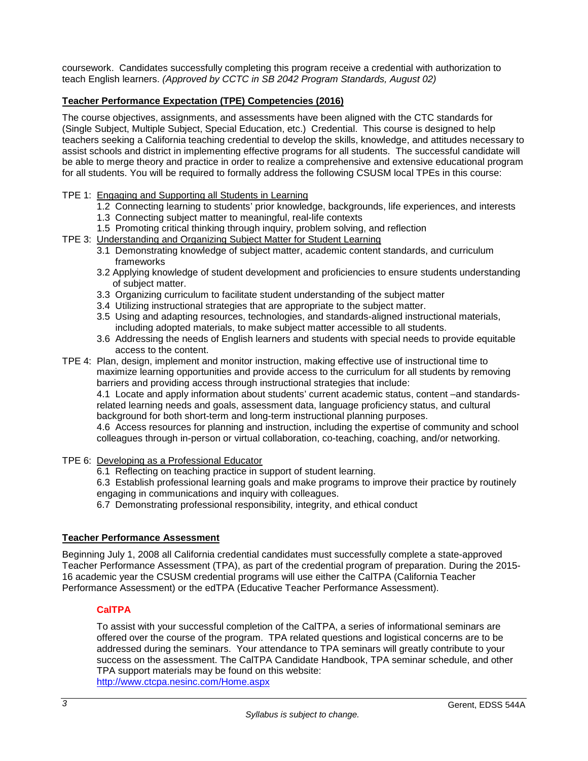coursework. Candidates successfully completing this program receive a credential with authorization to teach English learners. *(Approved by CCTC in SB 2042 Program Standards, August 02)*

**Teacher Performance Expectation (TPE) Competencies (2016)**

The course objectives, assignments, and assessments have been aligned with the CTC standards for (Single Subject, Multiple Subject, Special Education, etc.) Credential. This course is designed to help teachers seeking a California teaching credential to develop the skills, knowledge, and attitudes necessary to assist schools and district in implementing effective programs for all students. The successful candidate will be able to merge theory and practice in order to realize a comprehensive and extensive educational program for all students. You will be required to formally address the following CSUSM local TPEs in this course:

- TPE 1: Engaging and Supporting all Students in Learning
  - 1.2 Connecting learning to students' prior knowledge, backgrounds, life experiences, and interests
  - 1.3 Connecting subject matter to meaningful, real-life contexts
  - 1.5 Promoting critical thinking through inquiry, problem solving, and reflection
- TPE 3: Understanding and Organizing Subject Matter for Student Learning
  - 3.1 Demonstrating knowledge of subject matter, academic content standards, and curriculum frameworks
  - 3.2 Applying knowledge of student development and proficiencies to ensure students understanding of subject matter.
  - 3.3 Organizing curriculum to facilitate student understanding of the subject matter
  - 3.4 Utilizing instructional strategies that are appropriate to the subject matter.
  - 3.5 Using and adapting resources, technologies, and standards-aligned instructional materials, including adopted materials, to make subject matter accessible to all students.
  - 3.6 Addressing the needs of English learners and students with special needs to provide equitable access to the content.
- TPE 4: Plan, design, implement and monitor instruction, making effective use of instructional time to maximize learning opportunities and provide access to the curriculum for all students by removing barriers and providing access through instructional strategies that include:
  - 4.1 Locate and apply information about students' current academic status, content –and standards-related learning needs and goals, assessment data, language proficiency status, and cultural background for both short-term and long-term instructional planning purposes.
  - 4.6 Access resources for planning and instruction, including the expertise of community and school colleagues through in-person or virtual collaboration, co-teaching, coaching, and/or networking.
- TPE 6: Developing as a Professional Educator
  - 6.1 Reflecting on teaching practice in support of student learning.
  - 6.3 Establish professional learning goals and make programs to improve their practice by routinely engaging in communications and inquiry with colleagues.
  - 6.7 Demonstrating professional responsibility, integrity, and ethical conduct

**Teacher Performance Assessment**

Beginning July 1, 2008 all California credential candidates must successfully complete a state-approved Teacher Performance Assessment (TPA), as part of the credential program of preparation. During the 2015-16 academic year the CSUSM credential programs will use either the CalTPA (California Teacher Performance Assessment) or the edTPA (Educative Teacher Performance Assessment).

### CalTPA

To assist with your successful completion of the CalTPA, a series of informational seminars are offered over the course of the program. TPA related questions and logistical concerns are to be addressed during the seminars. Your attendance to TPA seminars will greatly contribute to your success on the assessment. The CalTPA Candidate Handbook, TPA seminar schedule, and other TPA support materials may be found on this website:
http://www.ctcpa.nesinc.com/Home.aspx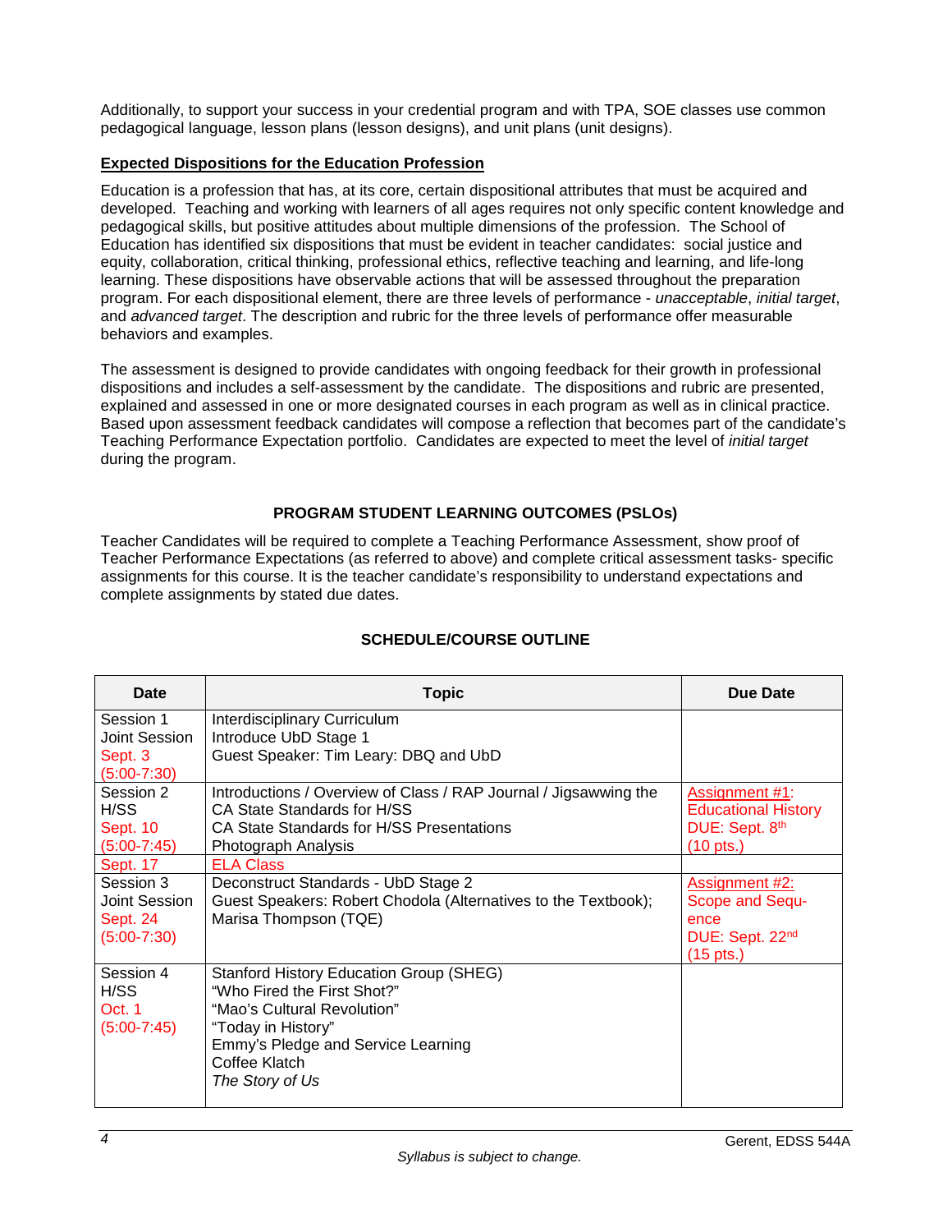Additionally, to support your success in your credential program and with TPA, SOE classes use common pedagogical language, lesson plans (lesson designs), and unit plans (unit designs).

**Expected Dispositions for the Education Profession**

Education is a profession that has, at its core, certain dispositional attributes that must be acquired and developed. Teaching and working with learners of all ages requires not only specific content knowledge and pedagogical skills, but positive attitudes about multiple dimensions of the profession. The School of Education has identified six dispositions that must be evident in teacher candidates: social justice and equity, collaboration, critical thinking, professional ethics, reflective teaching and learning, and life-long learning. These dispositions have observable actions that will be assessed throughout the preparation program. For each dispositional element, there are three levels of performance - *unacceptable*, *initial target*, and *advanced target*. The description and rubric for the three levels of performance offer measurable behaviors and examples.

The assessment is designed to provide candidates with ongoing feedback for their growth in professional dispositions and includes a self-assessment by the candidate. The dispositions and rubric are presented, explained and assessed in one or more designated courses in each program as well as in clinical practice. Based upon assessment feedback candidates will compose a reflection that becomes part of the candidate's Teaching Performance Expectation portfolio. Candidates are expected to meet the level of *initial target* during the program.

## PROGRAM STUDENT LEARNING OUTCOMES (PSLOs)

Teacher Candidates will be required to complete a Teaching Performance Assessment, show proof of Teacher Performance Expectations (as referred to above) and complete critical assessment tasks- specific assignments for this course. It is the teacher candidate's responsibility to understand expectations and complete assignments by stated due dates.

## SCHEDULE/COURSE OUTLINE

| Date | Topic | Due Date |
|---|---|---|
| Session 1<br>Joint Session<br>Sept. 3<br>(5:00-7:30) | Interdisciplinary Curriculum<br>Introduce UbD Stage 1<br>Guest Speaker: Tim Leary: DBQ and UbD | |
| Session 2<br>H/SS<br>Sept. 10<br>(5:00-7:45) | Introductions / Overview of Class / RAP Journal / Jigsawing the CA State Standards for H/SS<br>CA State Standards for H/SS Presentations<br>Photograph Analysis | Assignment #1: Educational History<br>DUE: Sept. 8th<br>(10 pts.) |
| Sept. 17 | ELA Class | |
| Session 3<br>Joint Session<br>Sept. 24<br>(5:00-7:30) | Deconstruct Standards - UbD Stage 2<br>Guest Speakers: Robert Chodola (Alternatives to the Textbook); Marisa Thompson (TQE) | Assignment #2: Scope and Sequence<br>DUE: Sept. 22nd<br>(15 pts.) |
| Session 4<br>H/SS<br>Oct. 1<br>(5:00-7:45) | Stanford History Education Group (SHEG)<br>"Who Fired the First Shot?"<br>"Mao's Cultural Revolution"<br>"Today in History"<br>Emmy's Pledge and Service Learning<br>Coffee Klatch<br>*The Story of Us* | |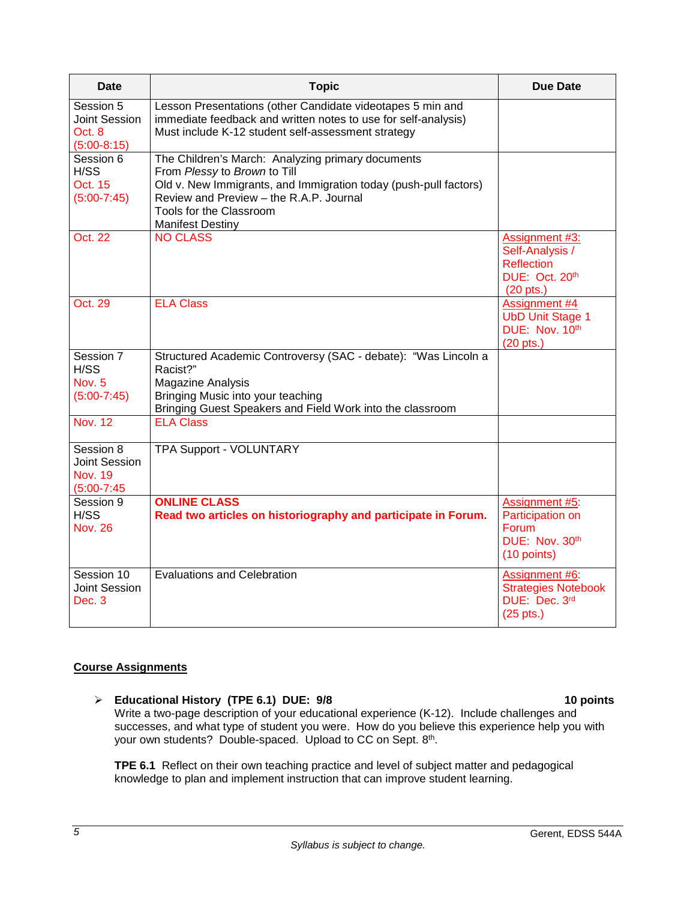| Date | Topic | Due Date |
|---|---|---|
| Session 5<br>Joint Session<br>Oct. 8<br>(5:00-8:15) | Lesson Presentations (other Candidate videotapes 5 min and immediate feedback and written notes to use for self-analysis)<br>Must include K-12 student self-assessment strategy | |
| Session 6<br>H/SS<br>Oct. 15<br>(5:00-7:45) | The Children's March: Analyzing primary documents<br>From *Plessy* to *Brown* to Till<br>Old v. New Immigrants, and Immigration today (push-pull factors)<br>Review and Preview – the R.A.P. Journal<br>Tools for the Classroom<br>Manifest Destiny | |
| Oct. 22 | NO CLASS | Assignment #3: Self-Analysis / Reflection<br>DUE: Oct. 20th<br>(20 pts.) |
| Oct. 29 | ELA Class | Assignment #4<br>UbD Unit Stage 1<br>DUE: Nov. 10th<br>(20 pts.) |
| Session 7<br>H/SS<br>Nov. 5<br>(5:00-7:45) | Structured Academic Controversy (SAC - debate): "Was Lincoln a Racist?"<br>Magazine Analysis<br>Bringing Music into your teaching<br>Bringing Guest Speakers and Field Work into the classroom | |
| Nov. 12 | ELA Class | |
| Session 8<br>Joint Session<br>Nov. 19<br>(5:00-7:45 | TPA Support - VOLUNTARY | |
| Session 9<br>H/SS<br>Nov. 26 | **ONLINE CLASS**<br>**Read two articles on historiography and participate in Forum.** | Assignment #5: Participation on Forum<br>DUE: Nov. 30th<br>(10 points) |
| Session 10<br>Joint Session<br>Dec. 3 | Evaluations and Celebration | Assignment #6: Strategies Notebook<br>DUE: Dec. 3rd<br>(25 pts.) |

## Course Assignments

- **Educational History (TPE 6.1) DUE: 9/8** **10 points**
  Write a two-page description of your educational experience (K-12). Include challenges and successes, and what type of student you were. How do you believe this experience help you with your own students? Double-spaced. Upload to CC on Sept. 8th.

  **TPE 6.1** Reflect on their own teaching practice and level of subject matter and pedagogical knowledge to plan and implement instruction that can improve student learning.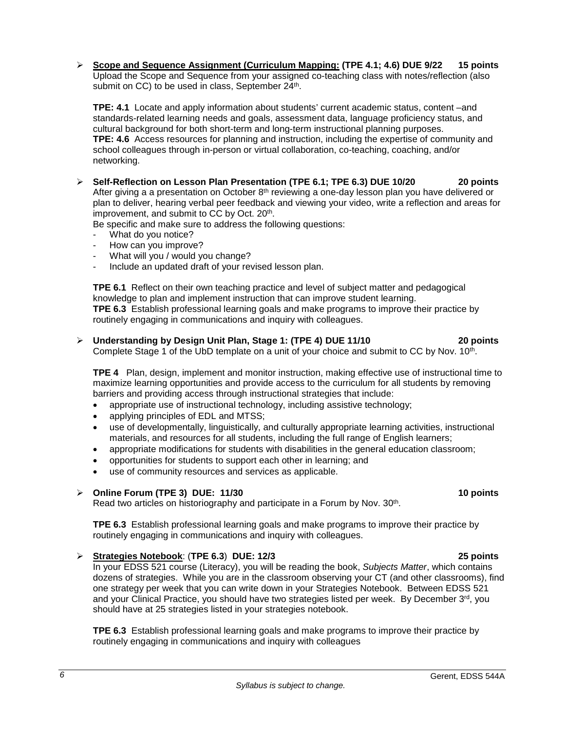- **Scope and Sequence Assignment (Curriculum Mapping: (TPE 4.1; 4.6) DUE 9/22 15 points**
  Upload the Scope and Sequence from your assigned co-teaching class with notes/reflection (also submit on CC) to be used in class, September 24th.

  **TPE: 4.1** Locate and apply information about students' current academic status, content –and standards-related learning needs and goals, assessment data, language proficiency status, and cultural background for both short-term and long-term instructional planning purposes.
  **TPE: 4.6** Access resources for planning and instruction, including the expertise of community and school colleagues through in-person or virtual collaboration, co-teaching, coaching, and/or networking.

- **Self-Reflection on Lesson Plan Presentation (TPE 6.1; TPE 6.3) DUE 10/20 20 points**
  After giving a a presentation on October 8th reviewing a one-day lesson plan you have delivered or plan to deliver, hearing verbal peer feedback and viewing your video, write a reflection and areas for improvement, and submit to CC by Oct. 20th.
  Be specific and make sure to address the following questions:
  - What do you notice?
  - How can you improve?
  - What will you / would you change?
  - Include an updated draft of your revised lesson plan.

  **TPE 6.1** Reflect on their own teaching practice and level of subject matter and pedagogical knowledge to plan and implement instruction that can improve student learning.
  **TPE 6.3** Establish professional learning goals and make programs to improve their practice by routinely engaging in communications and inquiry with colleagues.

- **Understanding by Design Unit Plan, Stage 1: (TPE 4) DUE 11/10 20 points**
  Complete Stage 1 of the UbD template on a unit of your choice and submit to CC by Nov. 10th.

  **TPE 4** Plan, design, implement and monitor instruction, making effective use of instructional time to maximize learning opportunities and provide access to the curriculum for all students by removing barriers and providing access through instructional strategies that include:
  - appropriate use of instructional technology, including assistive technology;
  - applying principles of EDL and MTSS;
  - use of developmentally, linguistically, and culturally appropriate learning activities, instructional materials, and resources for all students, including the full range of English learners;
  - appropriate modifications for students with disabilities in the general education classroom;
  - opportunities for students to support each other in learning; and
  - use of community resources and services as applicable.

- **Online Forum (TPE 3) DUE: 11/30 10 points**
  Read two articles on historiography and participate in a Forum by Nov. 30th.

  **TPE 6.3** Establish professional learning goals and make programs to improve their practice by routinely engaging in communications and inquiry with colleagues.

- **Strategies Notebook**: (**TPE 6.3**) **DUE: 12/3 25 points**
  In your EDSS 521 course (Literacy), you will be reading the book, *Subjects Matter*, which contains dozens of strategies. While you are in the classroom observing your CT (and other classrooms), find one strategy per week that you can write down in your Strategies Notebook. Between EDSS 521 and your Clinical Practice, you should have two strategies listed per week. By December 3rd, you should have at 25 strategies listed in your strategies notebook.

  **TPE 6.3** Establish professional learning goals and make programs to improve their practice by routinely engaging in communications and inquiry with colleagues

*Syllabus is subject to change.*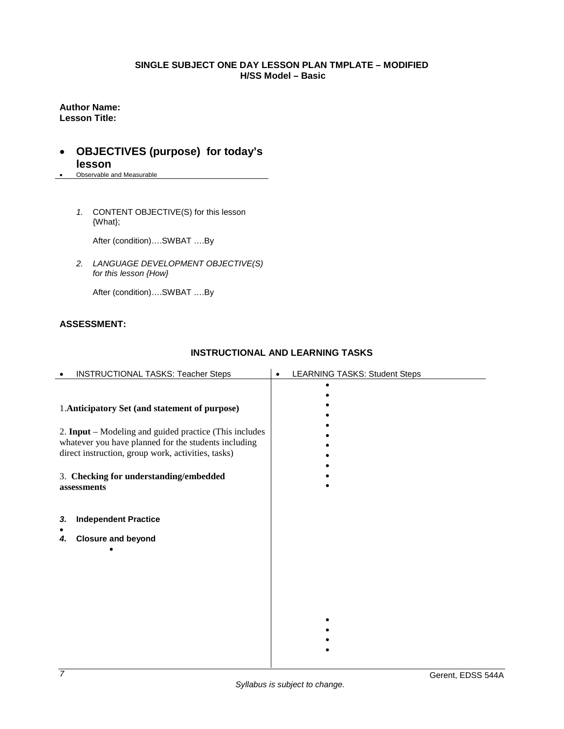**SINGLE SUBJECT ONE DAY LESSON PLAN TMPLATE – MODIFIED**
**H/SS Model – Basic**

**Author Name:**
**Lesson Title:**

- **OBJECTIVES (purpose) for today's lesson**
- Observable and Measurable

1. CONTENT OBJECTIVE(S) for this lesson {What};

   After (condition)….SWBAT ….By

2. *LANGUAGE DEVELOPMENT OBJECTIVE(S) for this lesson {How}*

   After (condition)….SWBAT ….By

**ASSESSMENT:**

**INSTRUCTIONAL AND LEARNING TASKS**

| • INSTRUCTIONAL TASKS: Teacher Steps | • LEARNING TASKS: Student Steps |
|---|---|
| 1.**Anticipatory Set (and statement of purpose)**<br><br>2. **Input** – Modeling and guided practice (This includes whatever you have planned for the students including direct instruction, group work, activities, tasks)<br><br>3. **Checking for understanding/embedded assessments**<br><br>***3.*** **Independent Practice**<br>•<br>***4.*** **Closure and beyond**<br>• | •<br>•<br>•<br>•<br>•<br>•<br>•<br>•<br>•<br>•<br>•<br><br><br><br><br><br>•<br>•<br>•<br>• |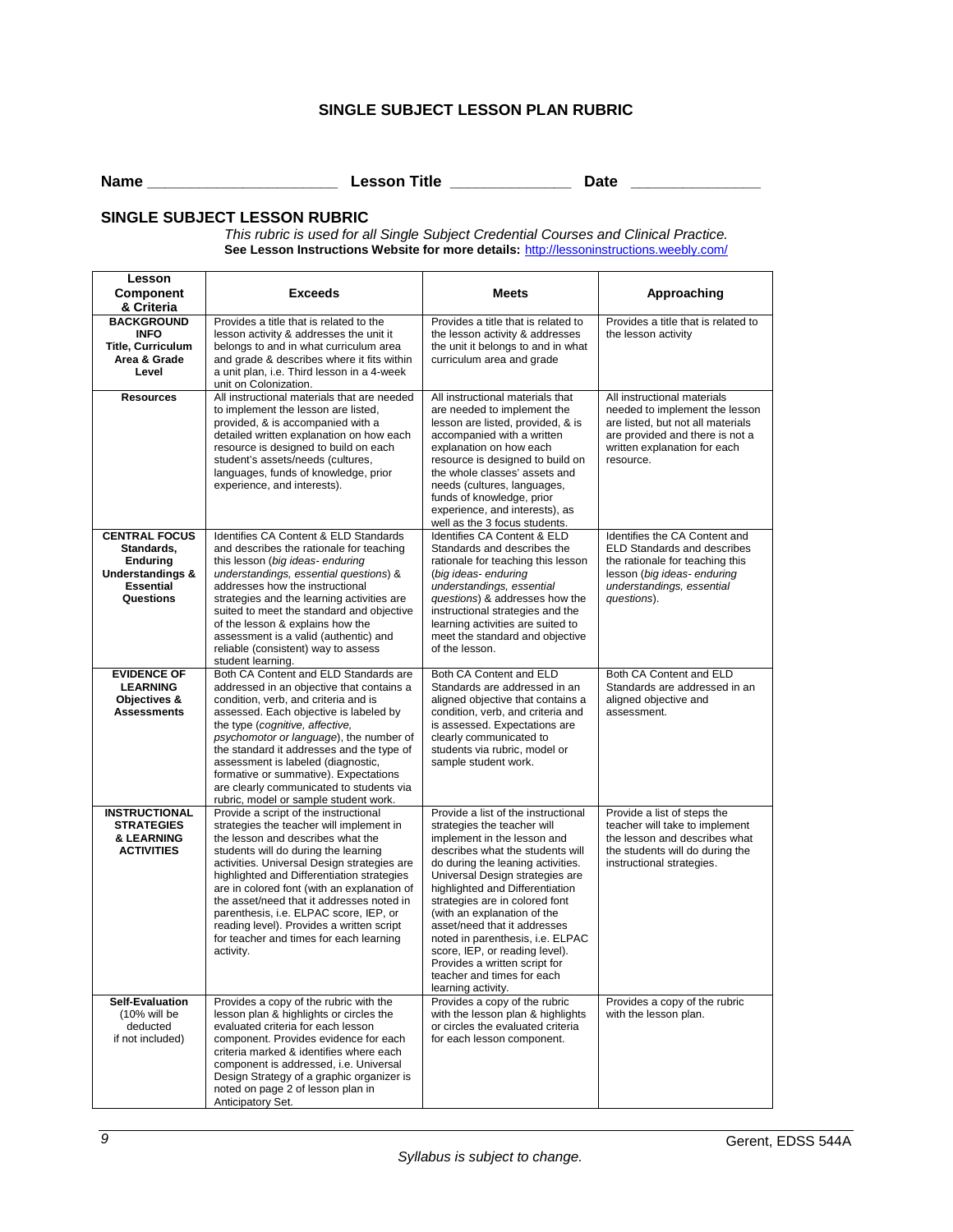## SINGLE SUBJECT LESSON PLAN RUBRIC

**Name** _____________________ **Lesson Title** _____________ **Date** ______________

### SINGLE SUBJECT LESSON RUBRIC

*This rubric is used for all Single Subject Credential Courses and Clinical Practice.*
**See Lesson Instructions Website for more details:** http://lessoninstructions.weebly.com/

| Lesson Component & Criteria | Exceeds | Meets | Approaching |
|---|---|---|---|
| **BACKGROUND INFO Title, Curriculum Area & Grade Level** | Provides a title that is related to the lesson activity & addresses the unit it belongs to and in what curriculum area and grade & describes where it fits within a unit plan, i.e. Third lesson in a 4-week unit on Colonization. | Provides a title that is related to the lesson activity & addresses the unit it belongs to and in what curriculum area and grade | Provides a title that is related to the lesson activity |
| **Resources** | All instructional materials that are needed to implement the lesson are listed, provided, & is accompanied with a detailed written explanation on how each resource is designed to build on each student's assets/needs (cultures, languages, funds of knowledge, prior experience, and interests). | All instructional materials that are needed to implement the lesson are listed, provided, & is accompanied with a written explanation on how each resource is designed to build on the whole classes' assets and needs (cultures, languages, funds of knowledge, prior experience, and interests), as well as the 3 focus students. | All instructional materials needed to implement the lesson are listed, but not all materials are provided and there is not a written explanation for each resource. |
| **CENTRAL FOCUS Standards, Enduring Understandings & Essential Questions** | Identifies CA Content & ELD Standards and describes the rationale for teaching this lesson (*big ideas- enduring understandings, essential questions*) & addresses how the instructional strategies and the learning activities are suited to meet the standard and objective of the lesson & explains how the assessment is a valid (authentic) and reliable (consistent) way to assess student learning. | Identifies CA Content & ELD Standards and describes the rationale for teaching this lesson (*big ideas- enduring understandings, essential questions*) & addresses how the instructional strategies and the learning activities are suited to meet the standard and objective of the lesson. | Identifies the CA Content and ELD Standards and describes the rationale for teaching this lesson (*big ideas- enduring understandings, essential questions*). |
| **EVIDENCE OF LEARNING Objectives & Assessments** | Both CA Content and ELD Standards are addressed in an objective that contains a condition, verb, and criteria and is assessed. Each objective is labeled by the type (*cognitive, affective, psychomotor or language*), the number of the standard it addresses and the type of assessment is labeled (diagnostic, formative or summative). Expectations are clearly communicated to students via rubric, model or sample student work. | Both CA Content and ELD Standards are addressed in an aligned objective that contains a condition, verb, and criteria and is assessed. Expectations are clearly communicated to students via rubric, model or sample student work. | Both CA Content and ELD Standards are addressed in an aligned objective and assessment. |
| **INSTRUCTIONAL STRATEGIES & LEARNING ACTIVITIES** | Provide a script of the instructional strategies the teacher will implement in the lesson and describes what the students will do during the learning activities. Universal Design strategies are highlighted and Differentiation strategies are in colored font (with an explanation of the asset/need that it addresses noted in parenthesis, i.e. ELPAC score, IEP, or reading level). Provides a written script for teacher and times for each learning activity. | Provide a list of the instructional strategies the teacher will implement in the lesson and describes what the students will do during the leaning activities. Universal Design strategies are highlighted and Differentiation strategies are in colored font (with an explanation of the asset/need that it addresses noted in parenthesis, i.e. ELPAC score, IEP, or reading level). Provides a written script for teacher and times for each learning activity. | Provide a list of steps the teacher will take to implement the lesson and describes what the students will do during the instructional strategies. |
| **Self-Evaluation** (10% will be deducted if not included) | Provides a copy of the rubric with the lesson plan & highlights or circles the evaluated criteria for each lesson component. Provides evidence for each criteria marked & identifies where each component is addressed, i.e. Universal Design Strategy of a graphic organizer is noted on page 2 of lesson plan in Anticipatory Set. | Provides a copy of the rubric with the lesson plan & highlights or circles the evaluated criteria for each lesson component. | Provides a copy of the rubric with the lesson plan. |

*Syllabus is subject to change.*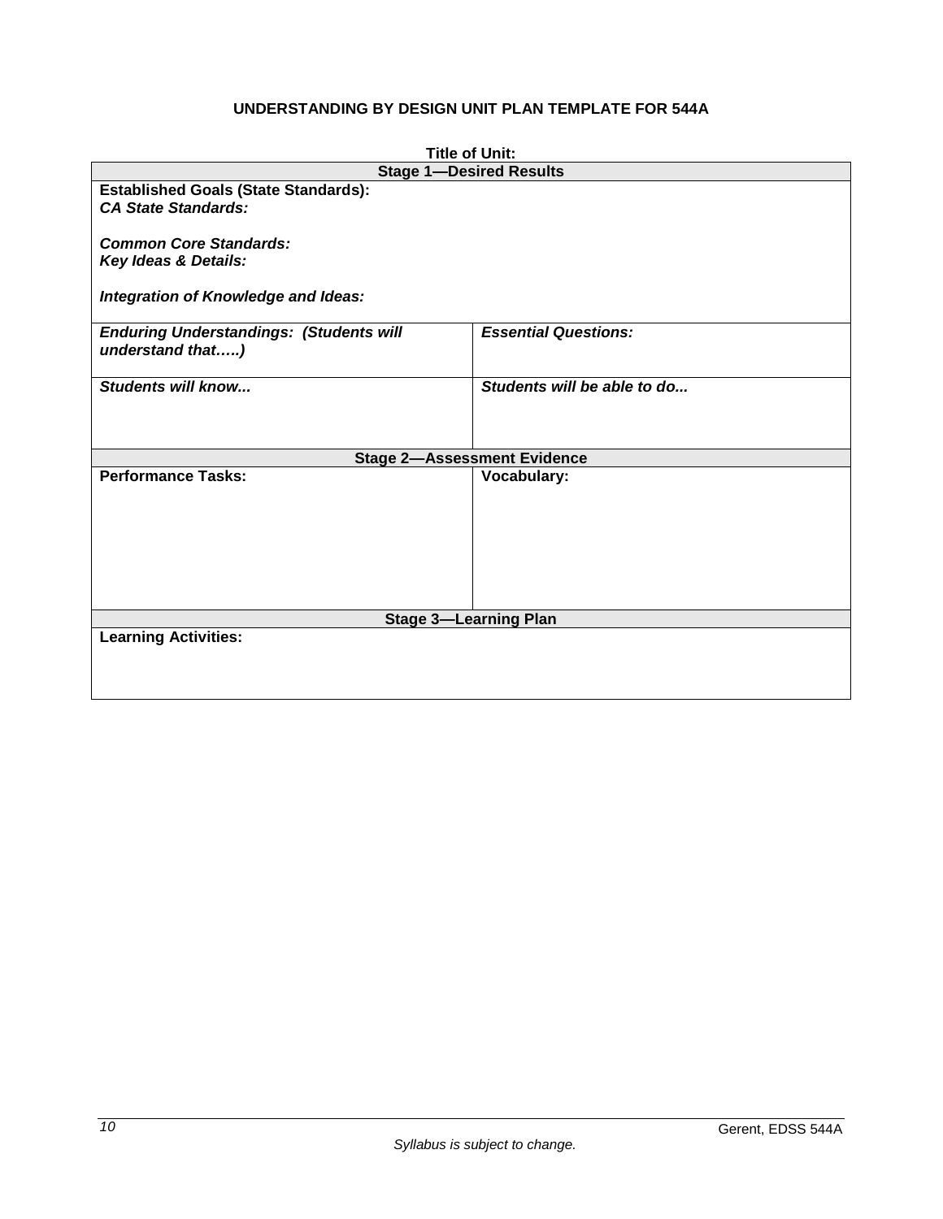### UNDERSTANDING BY DESIGN UNIT PLAN TEMPLATE FOR 544A

| Title of Unit: | |
|---|---|
| **Stage 1—Desired Results** | |
| **Established Goals (State Standards):**<br>***CA State Standards:***<br><br>***Common Core Standards:***<br>***Key Ideas & Details:***<br><br>***Integration of Knowledge and Ideas:*** | |
| ***Enduring Understandings: (Students will understand that…..)*** | ***Essential Questions:*** |
| ***Students will know...*** | ***Students will be able to do...*** |
| **Stage 2—Assessment Evidence** | |
| **Performance Tasks:** | **Vocabulary:** |
| **Stage 3—Learning Plan** | |
| **Learning Activities:** | |

*Syllabus is subject to change.*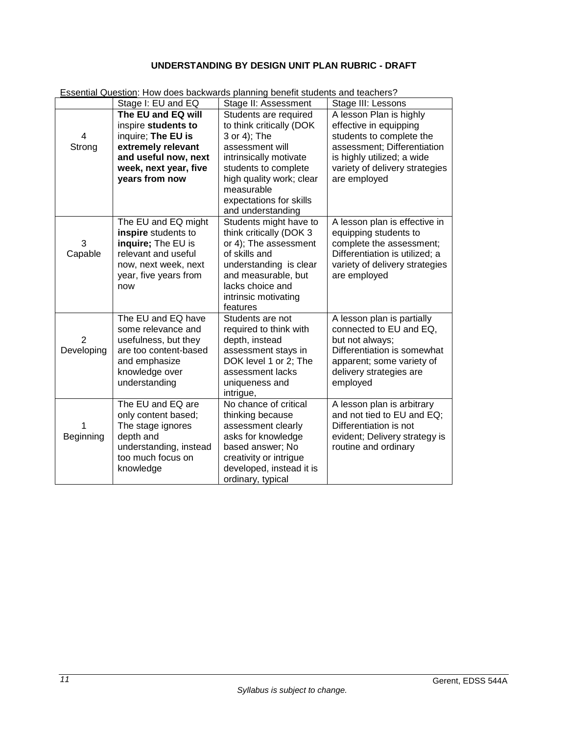**UNDERSTANDING BY DESIGN UNIT PLAN RUBRIC - DRAFT**

Essential Question: How does backwards planning benefit students and teachers?

| | Stage I: EU and EQ | Stage II: Assessment | Stage III: Lessons |
|---|---|---|---|
| 4 Strong | **The EU and EQ will** inspire **students to** inquire; **The EU is extremely relevant and useful now, next week, next year, five years from now** | Students are required to think critically (DOK 3 or 4); The assessment will intrinsically motivate students to complete high quality work; clear measurable expectations for skills and understanding | A lesson Plan is highly effective in equipping students to complete the assessment; Differentiation is highly utilized; a wide variety of delivery strategies are employed |
| 3 Capable | The EU and EQ might **inspire** students to **inquire;** The EU is relevant and useful now, next week, next year, five years from now | Students might have to think critically (DOK 3 or 4); The assessment of skills and understanding is clear and measurable, but lacks choice and intrinsic motivating features | A lesson plan is effective in equipping students to complete the assessment; Differentiation is utilized; a variety of delivery strategies are employed |
| 2 Developing | The EU and EQ have some relevance and usefulness, but they are too content-based and emphasize knowledge over understanding | Students are not required to think with depth, instead assessment stays in DOK level 1 or 2; The assessment lacks uniqueness and intrigue, | A lesson plan is partially connected to EU and EQ, but not always; Differentiation is somewhat apparent; some variety of delivery strategies are employed |
| 1 Beginning | The EU and EQ are only content based; The stage ignores depth and understanding, instead too much focus on knowledge | No chance of critical thinking because assessment clearly asks for knowledge based answer; No creativity or intrigue developed, instead it is ordinary, typical | A lesson plan is arbitrary and not tied to EU and EQ; Differentiation is not evident; Delivery strategy is routine and ordinary |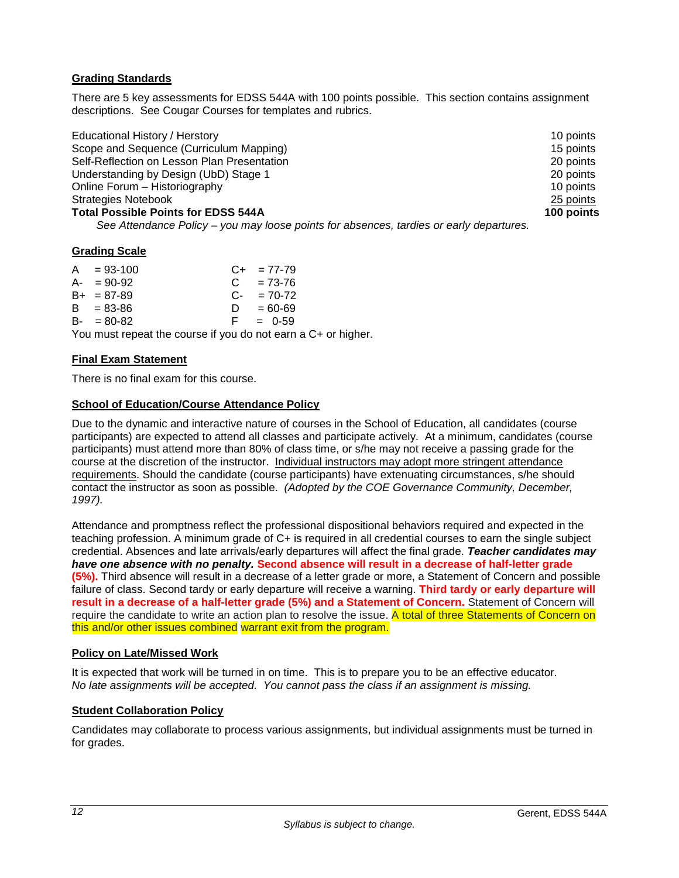## Grading Standards

There are 5 key assessments for EDSS 544A with 100 points possible. This section contains assignment descriptions. See Cougar Courses for templates and rubrics.

| Assignment | Points |
|---|---|
| Educational History / Herstory | 10 points |
| Scope and Sequence (Curriculum Mapping) | 15 points |
| Self-Reflection on Lesson Plan Presentation | 20 points |
| Understanding by Design (UbD) Stage 1 | 20 points |
| Online Forum – Historiography | 10 points |
| Strategies Notebook | 25 points |
| **Total Possible Points for EDSS 544A** | **100 points** |

*See Attendance Policy – you may loose points for absences, tardies or early departures.*

## Grading Scale

| | | | |
|---|---|---|---|
| A | = 93-100 | C+ | = 77-79 |
| A- | = 90-92 | C | = 73-76 |
| B+ | = 87-89 | C- | = 70-72 |
| B | = 83-86 | D | = 60-69 |
| B- | = 80-82 | F | = 0-59 |

You must repeat the course if you do not earn a C+ or higher.

## Final Exam Statement

There is no final exam for this course.

## School of Education/Course Attendance Policy

Due to the dynamic and interactive nature of courses in the School of Education, all candidates (course participants) are expected to attend all classes and participate actively. At a minimum, candidates (course participants) must attend more than 80% of class time, or s/he may not receive a passing grade for the course at the discretion of the instructor. Individual instructors may adopt more stringent attendance requirements. Should the candidate (course participants) have extenuating circumstances, s/he should contact the instructor as soon as possible. *(Adopted by the COE Governance Community, December, 1997).*

Attendance and promptness reflect the professional dispositional behaviors required and expected in the teaching profession. A minimum grade of C+ is required in all credential courses to earn the single subject credential. Absences and late arrivals/early departures will affect the final grade. ***Teacher candidates may have one absence with no penalty.*** **Second absence will result in a decrease of half-letter grade (5%).** Third absence will result in a decrease of a letter grade or more, a Statement of Concern and possible failure of class. Second tardy or early departure will receive a warning. **Third tardy or early departure will result in a decrease of a half-letter grade (5%) and a Statement of Concern.** Statement of Concern will require the candidate to write an action plan to resolve the issue. A total of three Statements of Concern on this and/or other issues combined warrant exit from the program.

## Policy on Late/Missed Work

It is expected that work will be turned in on time. This is to prepare you to be an effective educator. *No late assignments will be accepted. You cannot pass the class if an assignment is missing.*

## Student Collaboration Policy

Candidates may collaborate to process various assignments, but individual assignments must be turned in for grades.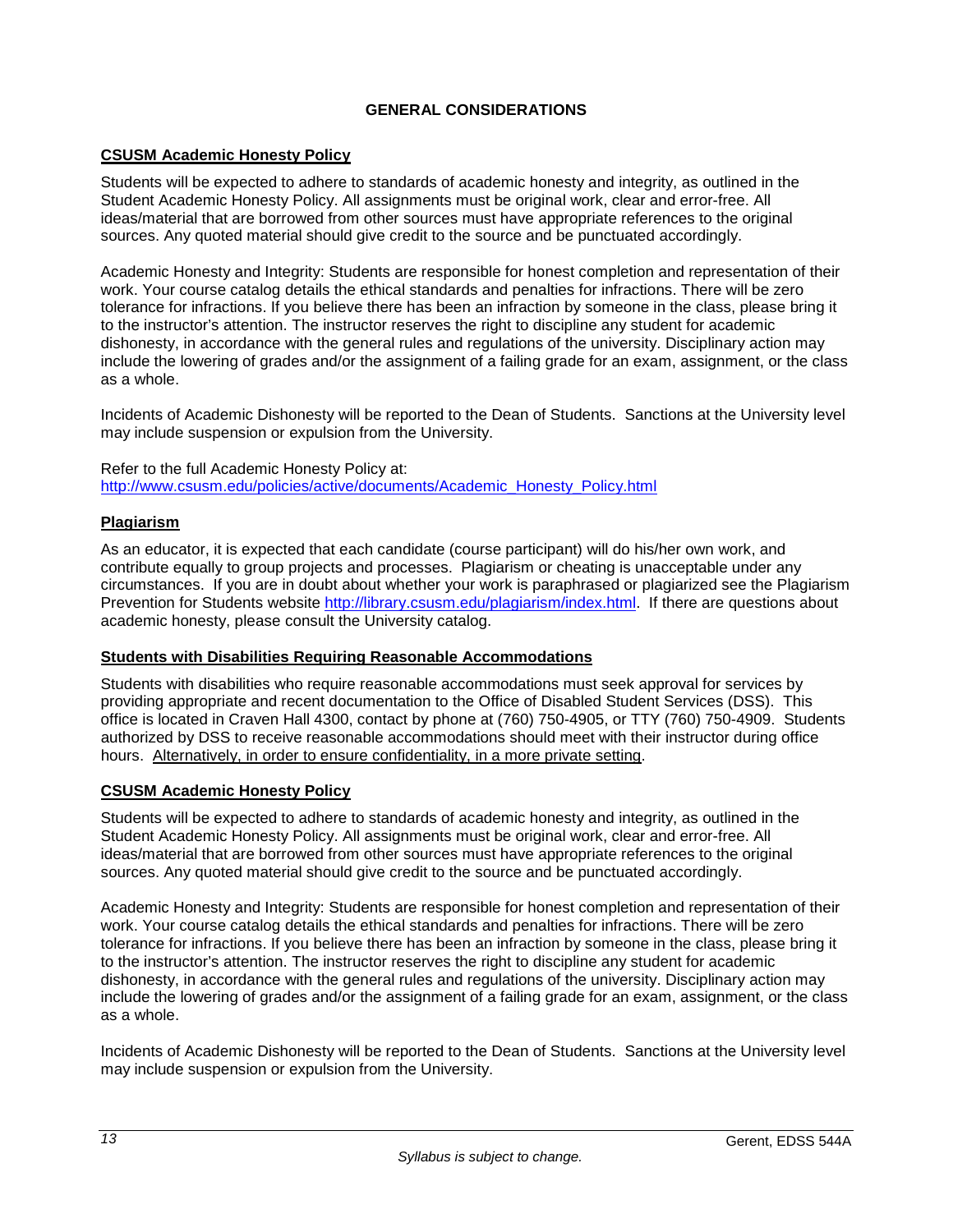# GENERAL CONSIDERATIONS

**CSUSM Academic Honesty Policy**

Students will be expected to adhere to standards of academic honesty and integrity, as outlined in the Student Academic Honesty Policy. All assignments must be original work, clear and error-free. All ideas/material that are borrowed from other sources must have appropriate references to the original sources. Any quoted material should give credit to the source and be punctuated accordingly.

Academic Honesty and Integrity: Students are responsible for honest completion and representation of their work. Your course catalog details the ethical standards and penalties for infractions. There will be zero tolerance for infractions. If you believe there has been an infraction by someone in the class, please bring it to the instructor's attention. The instructor reserves the right to discipline any student for academic dishonesty, in accordance with the general rules and regulations of the university. Disciplinary action may include the lowering of grades and/or the assignment of a failing grade for an exam, assignment, or the class as a whole.

Incidents of Academic Dishonesty will be reported to the Dean of Students. Sanctions at the University level may include suspension or expulsion from the University.

Refer to the full Academic Honesty Policy at:
http://www.csusm.edu/policies/active/documents/Academic_Honesty_Policy.html

**Plagiarism**

As an educator, it is expected that each candidate (course participant) will do his/her own work, and contribute equally to group projects and processes. Plagiarism or cheating is unacceptable under any circumstances. If you are in doubt about whether your work is paraphrased or plagiarized see the Plagiarism Prevention for Students website http://library.csusm.edu/plagiarism/index.html. If there are questions about academic honesty, please consult the University catalog.

**Students with Disabilities Requiring Reasonable Accommodations**

Students with disabilities who require reasonable accommodations must seek approval for services by providing appropriate and recent documentation to the Office of Disabled Student Services (DSS). This office is located in Craven Hall 4300, contact by phone at (760) 750-4905, or TTY (760) 750-4909. Students authorized by DSS to receive reasonable accommodations should meet with their instructor during office hours. Alternatively, in order to ensure confidentiality, in a more private setting.

**CSUSM Academic Honesty Policy**

Students will be expected to adhere to standards of academic honesty and integrity, as outlined in the Student Academic Honesty Policy. All assignments must be original work, clear and error-free. All ideas/material that are borrowed from other sources must have appropriate references to the original sources. Any quoted material should give credit to the source and be punctuated accordingly.

Academic Honesty and Integrity: Students are responsible for honest completion and representation of their work. Your course catalog details the ethical standards and penalties for infractions. There will be zero tolerance for infractions. If you believe there has been an infraction by someone in the class, please bring it to the instructor's attention. The instructor reserves the right to discipline any student for academic dishonesty, in accordance with the general rules and regulations of the university. Disciplinary action may include the lowering of grades and/or the assignment of a failing grade for an exam, assignment, or the class as a whole.

Incidents of Academic Dishonesty will be reported to the Dean of Students. Sanctions at the University level may include suspension or expulsion from the University.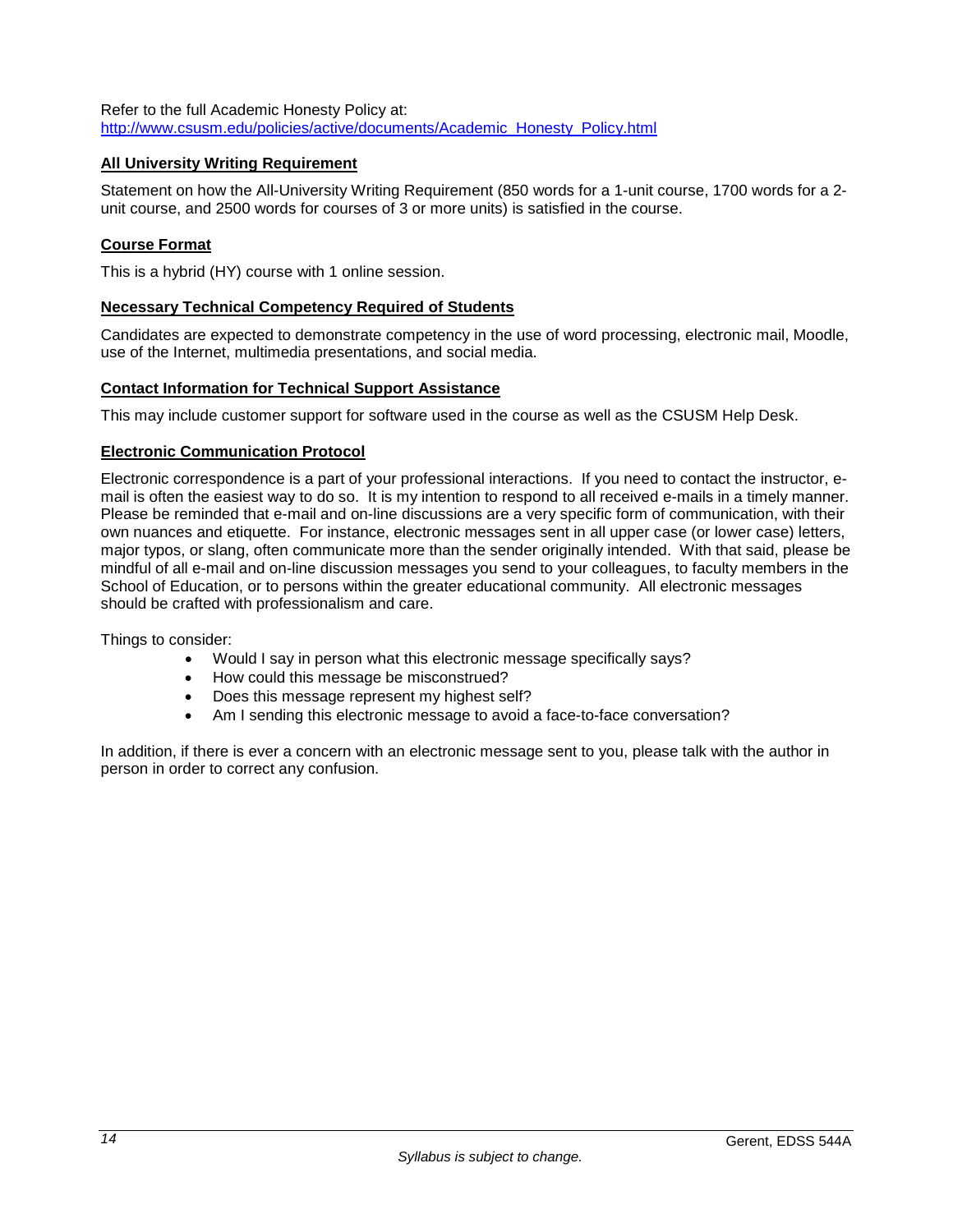Refer to the full Academic Honesty Policy at:
[http://www.csusm.edu/policies/active/documents/Academic_Honesty_Policy.html](http://www.csusm.edu/policies/active/documents/Academic_Honesty_Policy.html)

## All University Writing Requirement

Statement on how the All-University Writing Requirement (850 words for a 1-unit course, 1700 words for a 2-unit course, and 2500 words for courses of 3 or more units) is satisfied in the course.

## Course Format

This is a hybrid (HY) course with 1 online session.

## Necessary Technical Competency Required of Students

Candidates are expected to demonstrate competency in the use of word processing, electronic mail, Moodle, use of the Internet, multimedia presentations, and social media.

## Contact Information for Technical Support Assistance

This may include customer support for software used in the course as well as the CSUSM Help Desk.

## Electronic Communication Protocol

Electronic correspondence is a part of your professional interactions. If you need to contact the instructor, e-mail is often the easiest way to do so. It is my intention to respond to all received e-mails in a timely manner. Please be reminded that e-mail and on-line discussions are a very specific form of communication, with their own nuances and etiquette. For instance, electronic messages sent in all upper case (or lower case) letters, major typos, or slang, often communicate more than the sender originally intended. With that said, please be mindful of all e-mail and on-line discussion messages you send to your colleagues, to faculty members in the School of Education, or to persons within the greater educational community. All electronic messages should be crafted with professionalism and care.

Things to consider:

- Would I say in person what this electronic message specifically says?
- How could this message be misconstrued?
- Does this message represent my highest self?
- Am I sending this electronic message to avoid a face-to-face conversation?

In addition, if there is ever a concern with an electronic message sent to you, please talk with the author in person in order to correct any confusion.